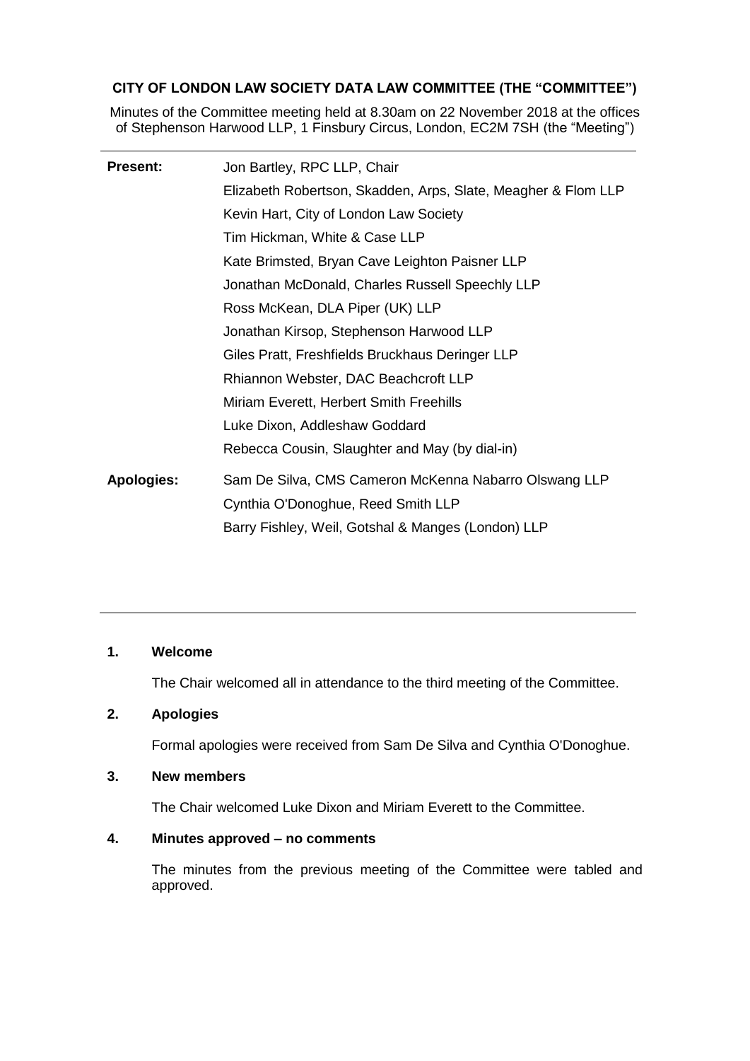**CITY OF LONDON LAW SOCIETY DATA LAW COMMITTEE (THE "COMMITTEE")**

Minutes of the Committee meeting held at 8.30am on 22 November 2018 at the offices of Stephenson Harwood LLP, 1 Finsbury Circus, London, EC2M 7SH (the "Meeting")

---

**Present:**

Jon Bartley, RPC LLP, Chair
Elizabeth Robertson, Skadden, Arps, Slate, Meagher & Flom LLP
Kevin Hart, City of London Law Society
Tim Hickman, White & Case LLP
Kate Brimsted, Bryan Cave Leighton Paisner LLP
Jonathan McDonald, Charles Russell Speechly LLP
Ross McKean, DLA Piper (UK) LLP
Jonathan Kirsop, Stephenson Harwood LLP
Giles Pratt, Freshfields Bruckhaus Deringer LLP
Rhiannon Webster, DAC Beachcroft LLP
Miriam Everett, Herbert Smith Freehills
Luke Dixon, Addleshaw Goddard
Rebecca Cousin, Slaughter and May (by dial-in)

**Apologies:**

Sam De Silva, CMS Cameron McKenna Nabarro Olswang LLP
Cynthia O'Donoghue, Reed Smith LLP
Barry Fishley, Weil, Gotshal & Manges (London) LLP

---

**1. Welcome**

The Chair welcomed all in attendance to the third meeting of the Committee.

**2. Apologies**

Formal apologies were received from Sam De Silva and Cynthia O'Donoghue.

**3. New members**

The Chair welcomed Luke Dixon and Miriam Everett to the Committee.

**4. Minutes approved – no comments**

The minutes from the previous meeting of the Committee were tabled and approved.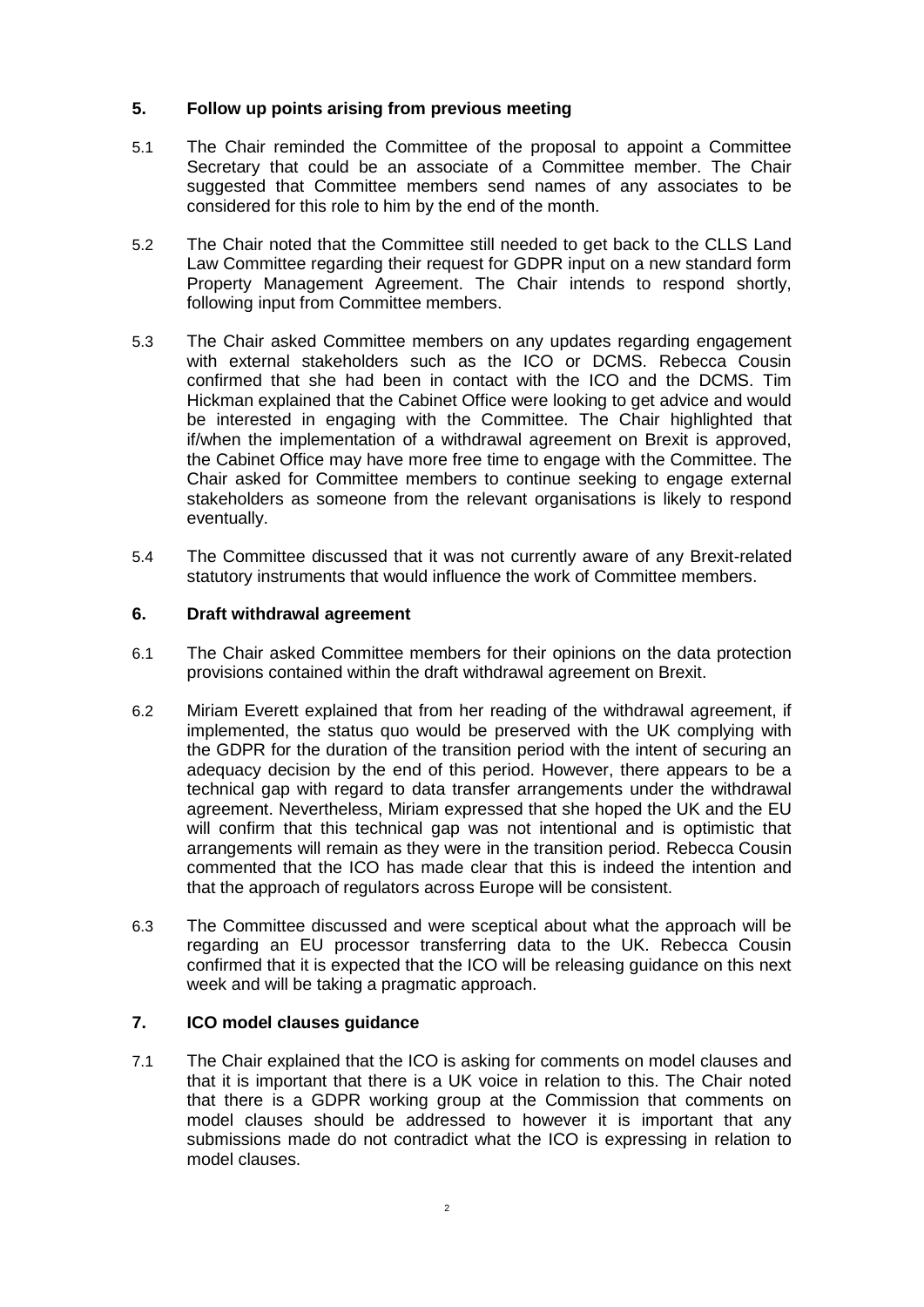## 5. Follow up points arising from previous meeting

5.1 The Chair reminded the Committee of the proposal to appoint a Committee Secretary that could be an associate of a Committee member. The Chair suggested that Committee members send names of any associates to be considered for this role to him by the end of the month.

5.2 The Chair noted that the Committee still needed to get back to the CLLS Land Law Committee regarding their request for GDPR input on a new standard form Property Management Agreement. The Chair intends to respond shortly, following input from Committee members.

5.3 The Chair asked Committee members on any updates regarding engagement with external stakeholders such as the ICO or DCMS. Rebecca Cousin confirmed that she had been in contact with the ICO and the DCMS. Tim Hickman explained that the Cabinet Office were looking to get advice and would be interested in engaging with the Committee. The Chair highlighted that if/when the implementation of a withdrawal agreement on Brexit is approved, the Cabinet Office may have more free time to engage with the Committee. The Chair asked for Committee members to continue seeking to engage external stakeholders as someone from the relevant organisations is likely to respond eventually.

5.4 The Committee discussed that it was not currently aware of any Brexit-related statutory instruments that would influence the work of Committee members.

## 6. Draft withdrawal agreement

6.1 The Chair asked Committee members for their opinions on the data protection provisions contained within the draft withdrawal agreement on Brexit.

6.2 Miriam Everett explained that from her reading of the withdrawal agreement, if implemented, the status quo would be preserved with the UK complying with the GDPR for the duration of the transition period with the intent of securing an adequacy decision by the end of this period. However, there appears to be a technical gap with regard to data transfer arrangements under the withdrawal agreement. Nevertheless, Miriam expressed that she hoped the UK and the EU will confirm that this technical gap was not intentional and is optimistic that arrangements will remain as they were in the transition period. Rebecca Cousin commented that the ICO has made clear that this is indeed the intention and that the approach of regulators across Europe will be consistent.

6.3 The Committee discussed and were sceptical about what the approach will be regarding an EU processor transferring data to the UK. Rebecca Cousin confirmed that it is expected that the ICO will be releasing guidance on this next week and will be taking a pragmatic approach.

## 7. ICO model clauses guidance

7.1 The Chair explained that the ICO is asking for comments on model clauses and that it is important that there is a UK voice in relation to this. The Chair noted that there is a GDPR working group at the Commission that comments on model clauses should be addressed to however it is important that any submissions made do not contradict what the ICO is expressing in relation to model clauses.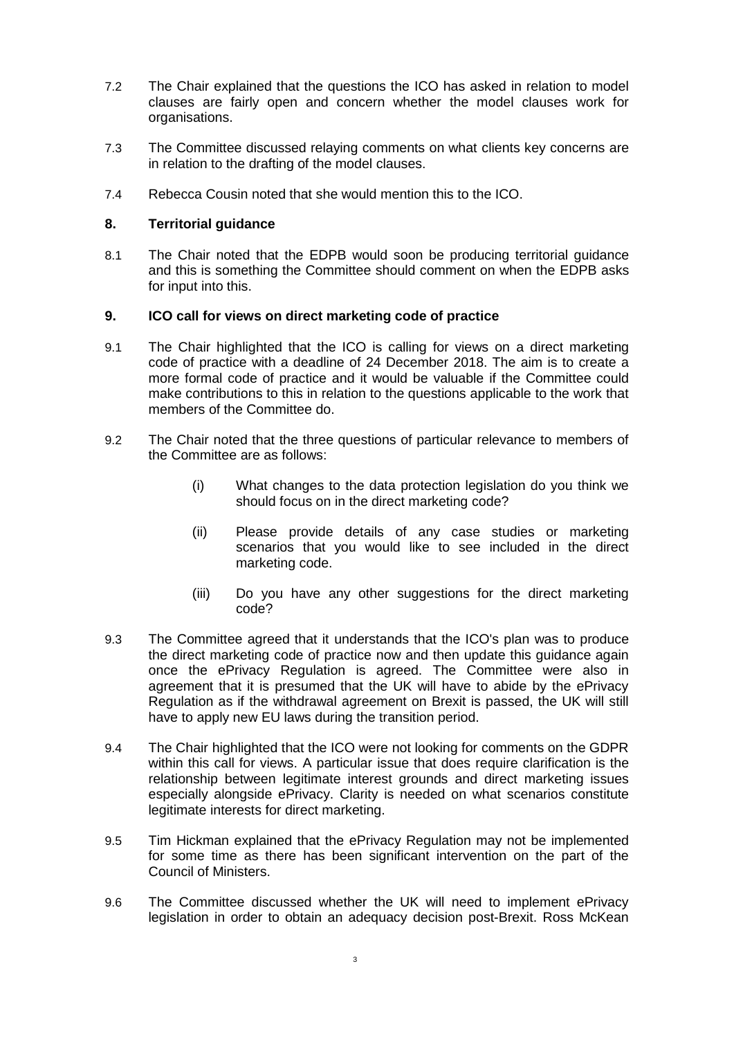7.2 The Chair explained that the questions the ICO has asked in relation to model clauses are fairly open and concern whether the model clauses work for organisations.

7.3 The Committee discussed relaying comments on what clients key concerns are in relation to the drafting of the model clauses.

7.4 Rebecca Cousin noted that she would mention this to the ICO.

## 8. Territorial guidance

8.1 The Chair noted that the EDPB would soon be producing territorial guidance and this is something the Committee should comment on when the EDPB asks for input into this.

## 9. ICO call for views on direct marketing code of practice

9.1 The Chair highlighted that the ICO is calling for views on a direct marketing code of practice with a deadline of 24 December 2018. The aim is to create a more formal code of practice and it would be valuable if the Committee could make contributions to this in relation to the questions applicable to the work that members of the Committee do.

9.2 The Chair noted that the three questions of particular relevance to members of the Committee are as follows:

> (i) What changes to the data protection legislation do you think we should focus on in the direct marketing code?
>
> (ii) Please provide details of any case studies or marketing scenarios that you would like to see included in the direct marketing code.
>
> (iii) Do you have any other suggestions for the direct marketing code?

9.3 The Committee agreed that it understands that the ICO's plan was to produce the direct marketing code of practice now and then update this guidance again once the ePrivacy Regulation is agreed. The Committee were also in agreement that it is presumed that the UK will have to abide by the ePrivacy Regulation as if the withdrawal agreement on Brexit is passed, the UK will still have to apply new EU laws during the transition period.

9.4 The Chair highlighted that the ICO were not looking for comments on the GDPR within this call for views. A particular issue that does require clarification is the relationship between legitimate interest grounds and direct marketing issues especially alongside ePrivacy. Clarity is needed on what scenarios constitute legitimate interests for direct marketing.

9.5 Tim Hickman explained that the ePrivacy Regulation may not be implemented for some time as there has been significant intervention on the part of the Council of Ministers.

9.6 The Committee discussed whether the UK will need to implement ePrivacy legislation in order to obtain an adequacy decision post-Brexit. Ross McKean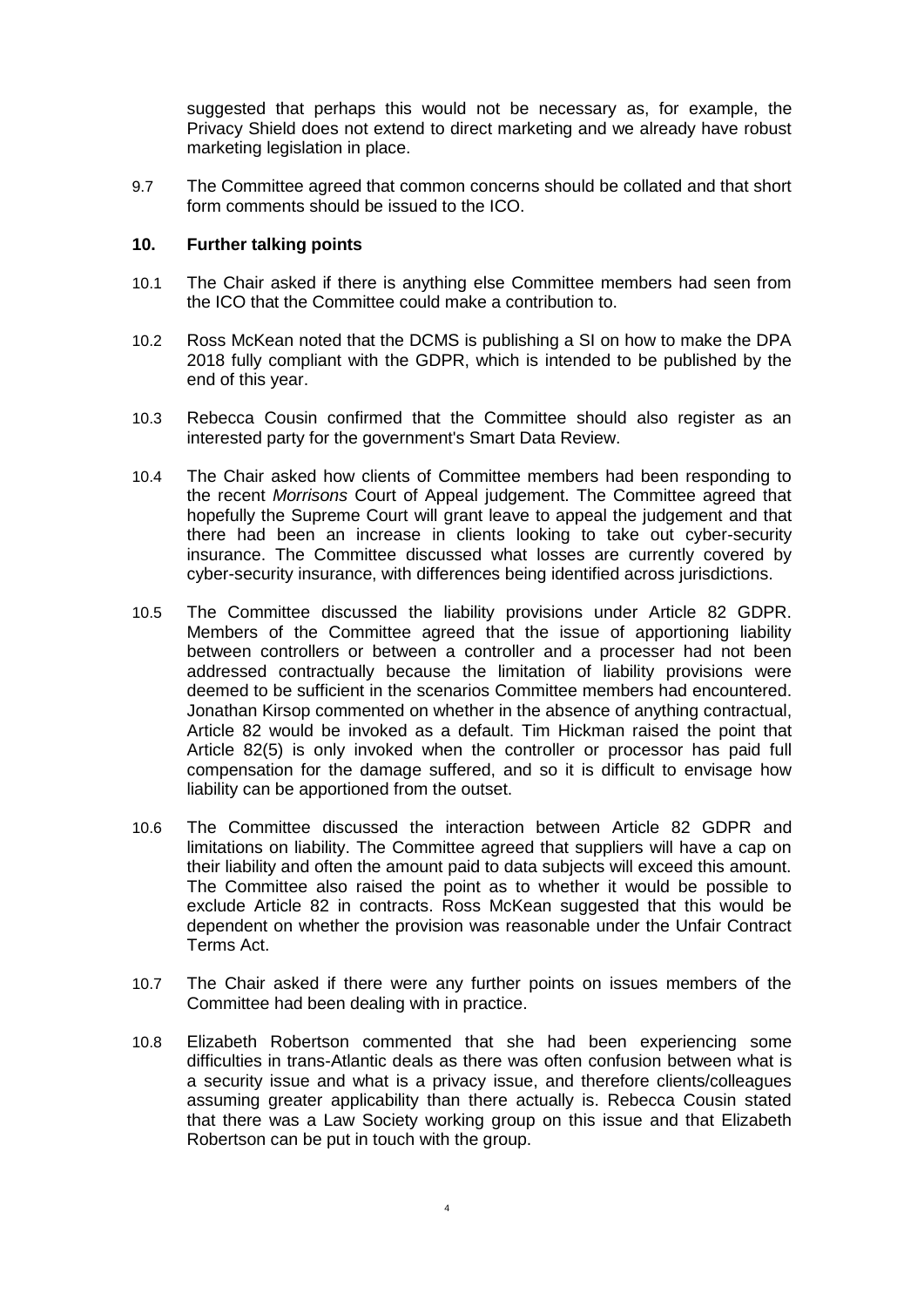suggested that perhaps this would not be necessary as, for example, the Privacy Shield does not extend to direct marketing and we already have robust marketing legislation in place.

9.7 The Committee agreed that common concerns should be collated and that short form comments should be issued to the ICO.

## 10. Further talking points

10.1 The Chair asked if there is anything else Committee members had seen from the ICO that the Committee could make a contribution to.

10.2 Ross McKean noted that the DCMS is publishing a SI on how to make the DPA 2018 fully compliant with the GDPR, which is intended to be published by the end of this year.

10.3 Rebecca Cousin confirmed that the Committee should also register as an interested party for the government's Smart Data Review.

10.4 The Chair asked how clients of Committee members had been responding to the recent *Morrisons* Court of Appeal judgement. The Committee agreed that hopefully the Supreme Court will grant leave to appeal the judgement and that there had been an increase in clients looking to take out cyber-security insurance. The Committee discussed what losses are currently covered by cyber-security insurance, with differences being identified across jurisdictions.

10.5 The Committee discussed the liability provisions under Article 82 GDPR. Members of the Committee agreed that the issue of apportioning liability between controllers or between a controller and a processer had not been addressed contractually because the limitation of liability provisions were deemed to be sufficient in the scenarios Committee members had encountered. Jonathan Kirsop commented on whether in the absence of anything contractual, Article 82 would be invoked as a default. Tim Hickman raised the point that Article 82(5) is only invoked when the controller or processor has paid full compensation for the damage suffered, and so it is difficult to envisage how liability can be apportioned from the outset.

10.6 The Committee discussed the interaction between Article 82 GDPR and limitations on liability. The Committee agreed that suppliers will have a cap on their liability and often the amount paid to data subjects will exceed this amount. The Committee also raised the point as to whether it would be possible to exclude Article 82 in contracts. Ross McKean suggested that this would be dependent on whether the provision was reasonable under the Unfair Contract Terms Act.

10.7 The Chair asked if there were any further points on issues members of the Committee had been dealing with in practice.

10.8 Elizabeth Robertson commented that she had been experiencing some difficulties in trans-Atlantic deals as there was often confusion between what is a security issue and what is a privacy issue, and therefore clients/colleagues assuming greater applicability than there actually is. Rebecca Cousin stated that there was a Law Society working group on this issue and that Elizabeth Robertson can be put in touch with the group.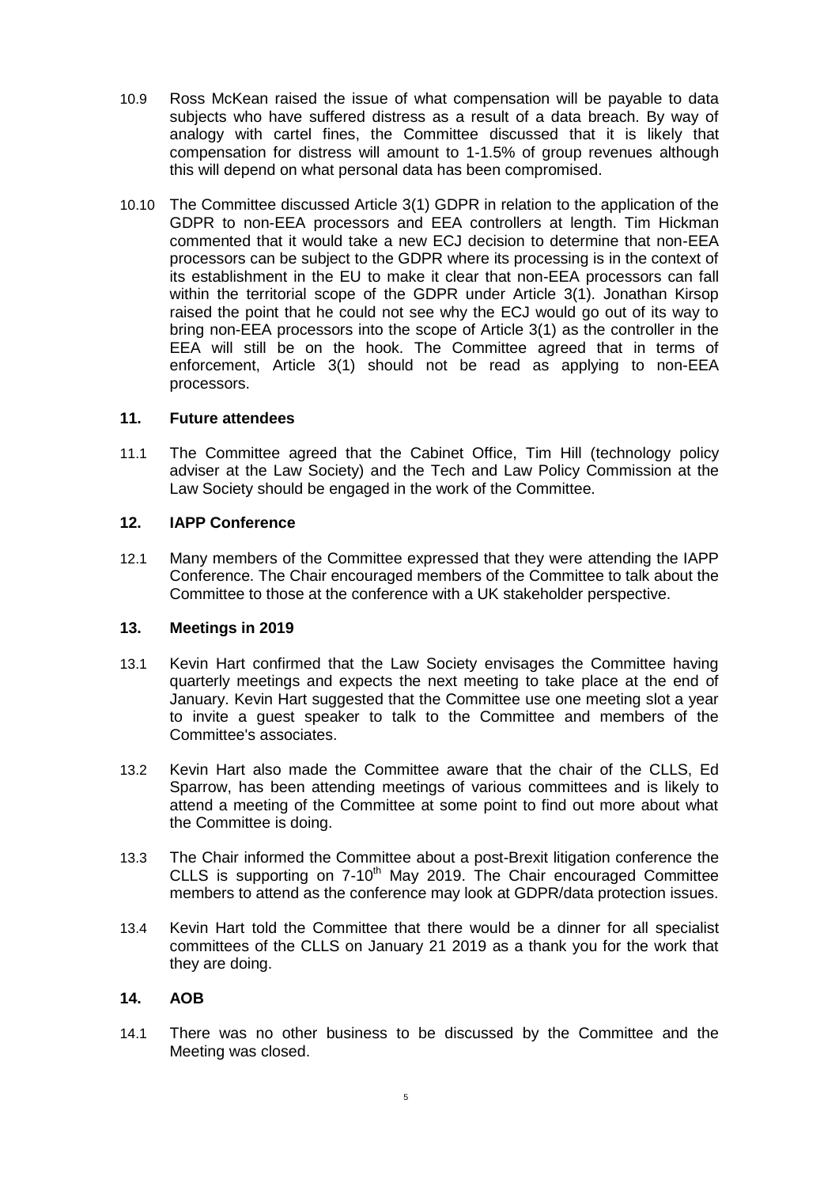10.9 Ross McKean raised the issue of what compensation will be payable to data subjects who have suffered distress as a result of a data breach. By way of analogy with cartel fines, the Committee discussed that it is likely that compensation for distress will amount to 1-1.5% of group revenues although this will depend on what personal data has been compromised.

10.10 The Committee discussed Article 3(1) GDPR in relation to the application of the GDPR to non-EEA processors and EEA controllers at length. Tim Hickman commented that it would take a new ECJ decision to determine that non-EEA processors can be subject to the GDPR where its processing is in the context of its establishment in the EU to make it clear that non-EEA processors can fall within the territorial scope of the GDPR under Article 3(1). Jonathan Kirsop raised the point that he could not see why the ECJ would go out of its way to bring non-EEA processors into the scope of Article 3(1) as the controller in the EEA will still be on the hook. The Committee agreed that in terms of enforcement, Article 3(1) should not be read as applying to non-EEA processors.

## 11. Future attendees

11.1 The Committee agreed that the Cabinet Office, Tim Hill (technology policy adviser at the Law Society) and the Tech and Law Policy Commission at the Law Society should be engaged in the work of the Committee.

## 12. IAPP Conference

12.1 Many members of the Committee expressed that they were attending the IAPP Conference. The Chair encouraged members of the Committee to talk about the Committee to those at the conference with a UK stakeholder perspective.

## 13. Meetings in 2019

13.1 Kevin Hart confirmed that the Law Society envisages the Committee having quarterly meetings and expects the next meeting to take place at the end of January. Kevin Hart suggested that the Committee use one meeting slot a year to invite a guest speaker to talk to the Committee and members of the Committee's associates.

13.2 Kevin Hart also made the Committee aware that the chair of the CLLS, Ed Sparrow, has been attending meetings of various committees and is likely to attend a meeting of the Committee at some point to find out more about what the Committee is doing.

13.3 The Chair informed the Committee about a post-Brexit litigation conference the CLLS is supporting on 7-10th May 2019. The Chair encouraged Committee members to attend as the conference may look at GDPR/data protection issues.

13.4 Kevin Hart told the Committee that there would be a dinner for all specialist committees of the CLLS on January 21 2019 as a thank you for the work that they are doing.

## 14. AOB

14.1 There was no other business to be discussed by the Committee and the Meeting was closed.